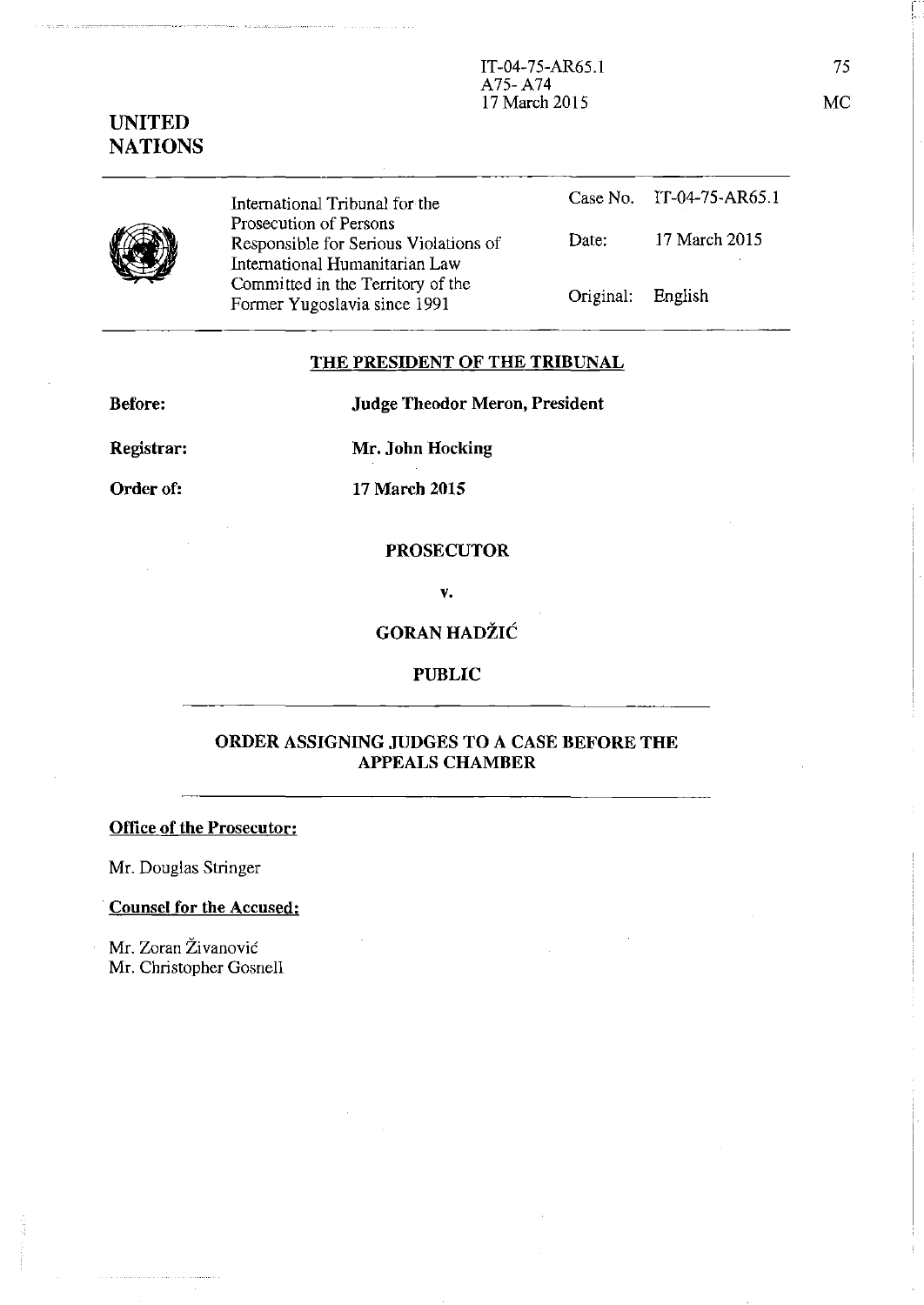IT-04-75-AR65.1
A75- A74
17 March 2015

**UNITED NATIONS**

| International Tribunal for the Prosecution of Persons Responsible for Serious Violations of International Humanitarian Law Committed in the Territory of the Former Yugoslavia since 1991 | Case No. | IT-04-75-AR65.1 |
|---|---|---|
| | Date: | 17 March 2015 |
| | Original: | English |

## THE PRESIDENT OF THE TRIBUNAL

**Before:** **Judge Theodor Meron, President**

**Registrar:** **Mr. John Hocking**

**Order of:** **17 March 2015**

**PROSECUTOR**

**v.**

**GORAN HADŽIĆ**

**PUBLIC**

## ORDER ASSIGNING JUDGES TO A CASE BEFORE THE APPEALS CHAMBER

**Office of the Prosecutor:**

Mr. Douglas Stringer

**Counsel for the Accused:**

Mr. Zoran Živanović
Mr. Christopher Gosnell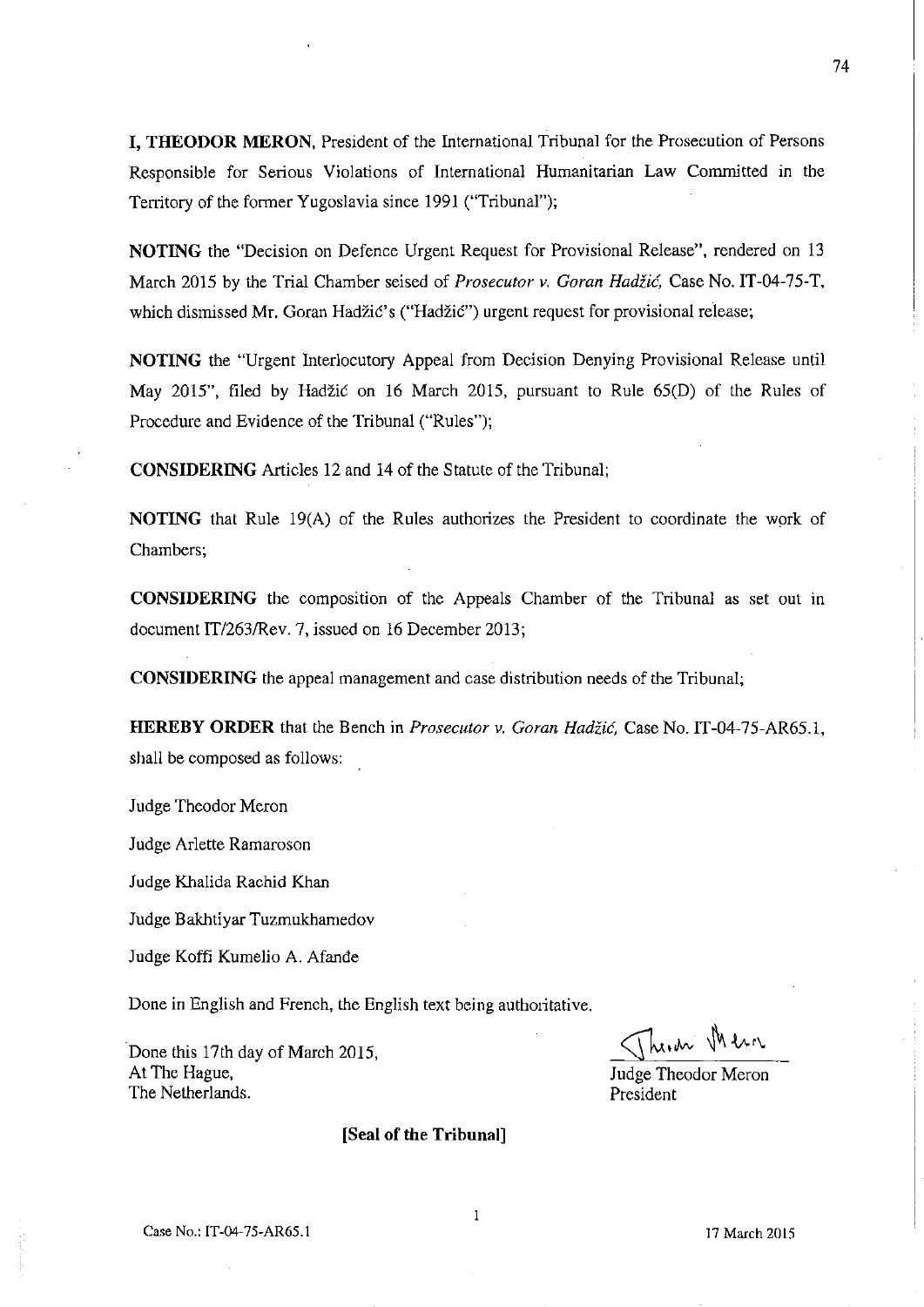**I, THEODOR MERON**, President of the International Tribunal for the Prosecution of Persons Responsible for Serious Violations of International Humanitarian Law Committed in the Territory of the former Yugoslavia since 1991 ("Tribunal");

**NOTING** the "Decision on Defence Urgent Request for Provisional Release", rendered on 13 March 2015 by the Trial Chamber seised of *Prosecutor v. Goran Hadžić*, Case No. IT-04-75-T, which dismissed Mr. Goran Hadžić's ("Hadžić") urgent request for provisional release;

**NOTING** the "Urgent Interlocutory Appeal from Decision Denying Provisional Release until May 2015", filed by Hadžić on 16 March 2015, pursuant to Rule 65(D) of the Rules of Procedure and Evidence of the Tribunal ("Rules");

**CONSIDERING** Articles 12 and 14 of the Statute of the Tribunal;

**NOTING** that Rule 19(A) of the Rules authorizes the President to coordinate the work of Chambers;

**CONSIDERING** the composition of the Appeals Chamber of the Tribunal as set out in document IT/263/Rev. 7, issued on 16 December 2013;

**CONSIDERING** the appeal management and case distribution needs of the Tribunal;

**HEREBY ORDER** that the Bench in *Prosecutor v. Goran Hadžić*, Case No. IT-04-75-AR65.1, shall be composed as follows:

Judge Theodor Meron

Judge Arlette Ramaroson

Judge Khalida Rachid Khan

Judge Bakhtiyar Tuzmukhamedov

Judge Koffi Kumelio A. Afande

Done in English and French, the English text being authoritative.

Done this 17th day of March 2015,
At The Hague,
The Netherlands.

Judge Theodor Meron
President

**[Seal of the Tribunal]**